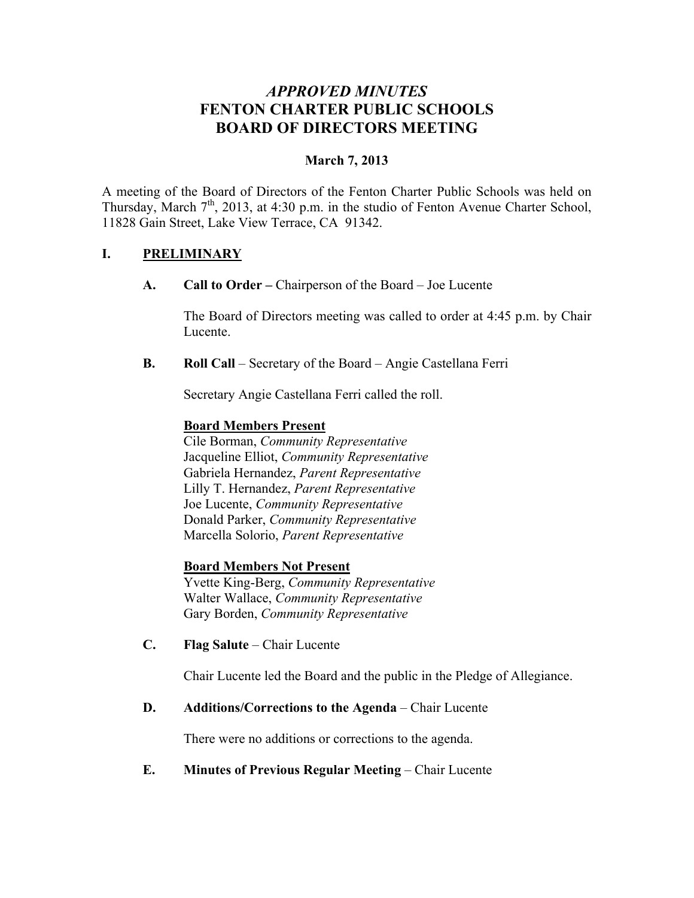# *APPROVED MINUTES*
# FENTON CHARTER PUBLIC SCHOOLS
# BOARD OF DIRECTORS MEETING

**March 7, 2013**

A meeting of the Board of Directors of the Fenton Charter Public Schools was held on Thursday, March 7th, 2013, at 4:30 p.m. in the studio of Fenton Avenue Charter School, 11828 Gain Street, Lake View Terrace, CA 91342.

## I. PRELIMINARY

**A. Call to Order –** Chairperson of the Board – Joe Lucente

The Board of Directors meeting was called to order at 4:45 p.m. by Chair Lucente.

**B. Roll Call** – Secretary of the Board – Angie Castellana Ferri

Secretary Angie Castellana Ferri called the roll.

**Board Members Present**

Cile Borman, *Community Representative*
Jacqueline Elliot, *Community Representative*
Gabriela Hernandez, *Parent Representative*
Lilly T. Hernandez, *Parent Representative*
Joe Lucente, *Community Representative*
Donald Parker, *Community Representative*
Marcella Solorio, *Parent Representative*

**Board Members Not Present**

Yvette King-Berg, *Community Representative*
Walter Wallace, *Community Representative*
Gary Borden, *Community Representative*

**C. Flag Salute** – Chair Lucente

Chair Lucente led the Board and the public in the Pledge of Allegiance.

**D. Additions/Corrections to the Agenda** – Chair Lucente

There were no additions or corrections to the agenda.

**E. Minutes of Previous Regular Meeting** – Chair Lucente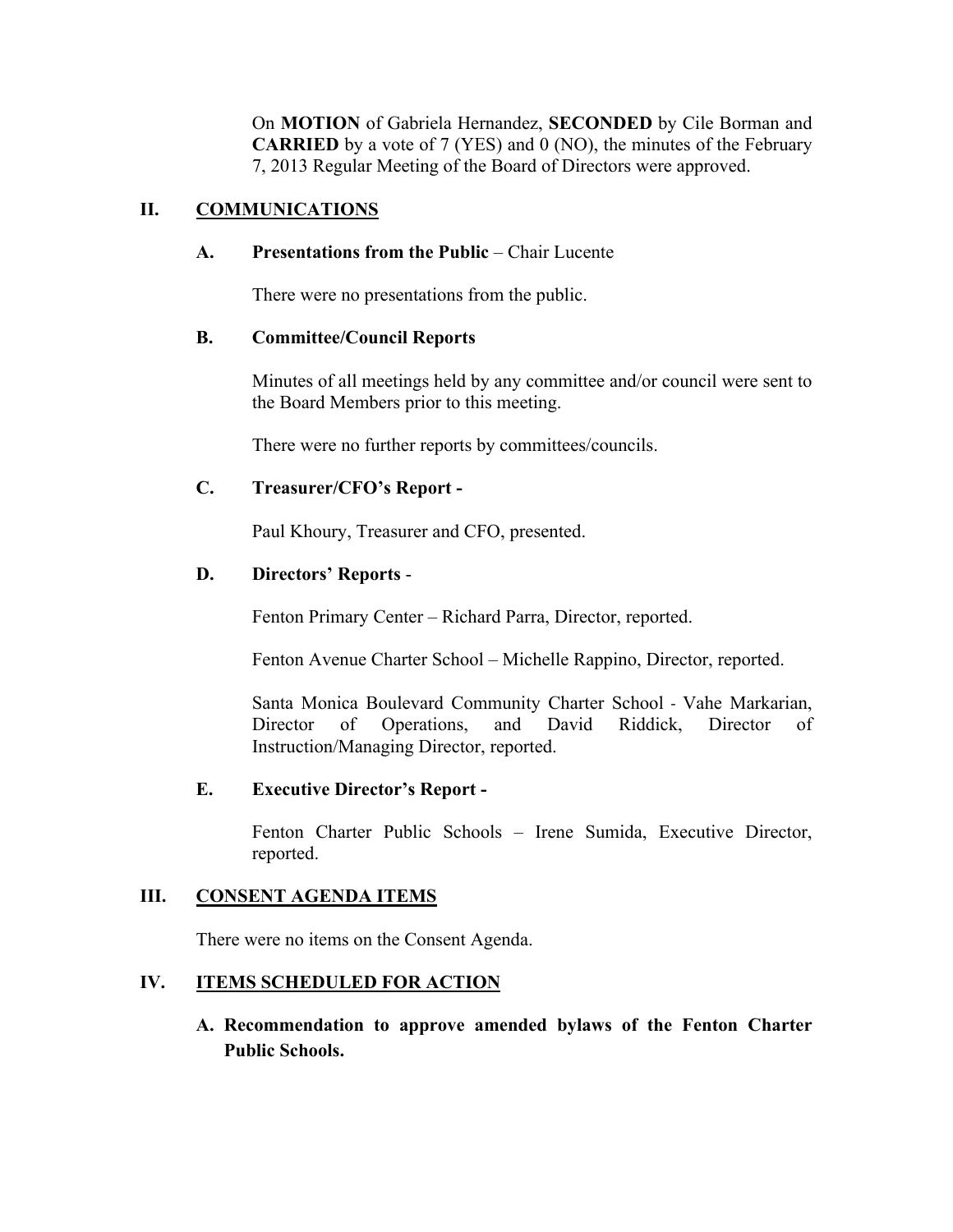On **MOTION** of Gabriela Hernandez, **SECONDED** by Cile Borman and **CARRIED** by a vote of 7 (YES) and 0 (NO), the minutes of the February 7, 2013 Regular Meeting of the Board of Directors were approved.

## II. COMMUNICATIONS

### A. Presentations from the Public – Chair Lucente

There were no presentations from the public.

### B. Committee/Council Reports

Minutes of all meetings held by any committee and/or council were sent to the Board Members prior to this meeting.

There were no further reports by committees/councils.

### C. Treasurer/CFO's Report -

Paul Khoury, Treasurer and CFO, presented.

### D. Directors' Reports -

Fenton Primary Center – Richard Parra, Director, reported.

Fenton Avenue Charter School – Michelle Rappino, Director, reported.

Santa Monica Boulevard Community Charter School - Vahe Markarian, Director of Operations, and David Riddick, Director of Instruction/Managing Director, reported.

### E. Executive Director's Report -

Fenton Charter Public Schools – Irene Sumida, Executive Director, reported.

## III. CONSENT AGENDA ITEMS

There were no items on the Consent Agenda.

## IV. ITEMS SCHEDULED FOR ACTION

**A. Recommendation to approve amended bylaws of the Fenton Charter Public Schools.**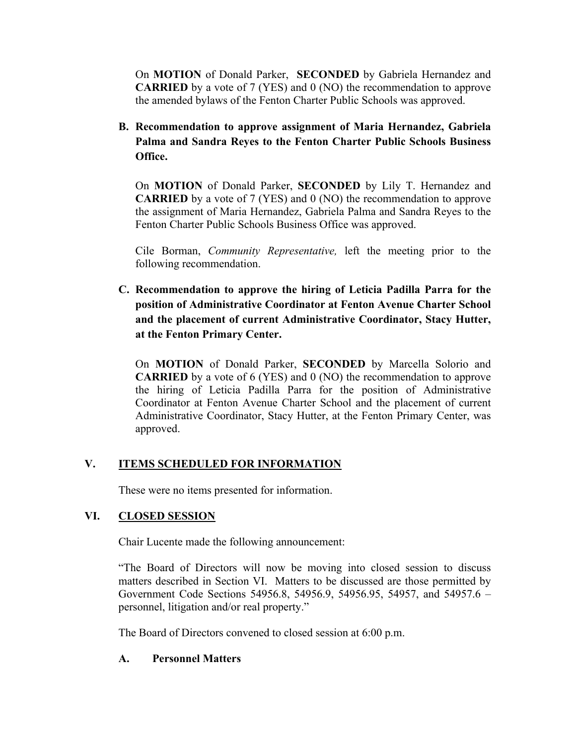On **MOTION** of Donald Parker, **SECONDED** by Gabriela Hernandez and **CARRIED** by a vote of 7 (YES) and 0 (NO) the recommendation to approve the amended bylaws of the Fenton Charter Public Schools was approved.

**B. Recommendation to approve assignment of Maria Hernandez, Gabriela Palma and Sandra Reyes to the Fenton Charter Public Schools Business Office.**

On **MOTION** of Donald Parker, **SECONDED** by Lily T. Hernandez and **CARRIED** by a vote of 7 (YES) and 0 (NO) the recommendation to approve the assignment of Maria Hernandez, Gabriela Palma and Sandra Reyes to the Fenton Charter Public Schools Business Office was approved.

Cile Borman, *Community Representative,* left the meeting prior to the following recommendation.

**C. Recommendation to approve the hiring of Leticia Padilla Parra for the position of Administrative Coordinator at Fenton Avenue Charter School and the placement of current Administrative Coordinator, Stacy Hutter, at the Fenton Primary Center.**

On **MOTION** of Donald Parker, **SECONDED** by Marcella Solorio and **CARRIED** by a vote of 6 (YES) and 0 (NO) the recommendation to approve the hiring of Leticia Padilla Parra for the position of Administrative Coordinator at Fenton Avenue Charter School and the placement of current Administrative Coordinator, Stacy Hutter, at the Fenton Primary Center, was approved.

## V. ITEMS SCHEDULED FOR INFORMATION

These were no items presented for information.

## VI. CLOSED SESSION

Chair Lucente made the following announcement:

"The Board of Directors will now be moving into closed session to discuss matters described in Section VI. Matters to be discussed are those permitted by Government Code Sections 54956.8, 54956.9, 54956.95, 54957, and 54957.6 – personnel, litigation and/or real property."

The Board of Directors convened to closed session at 6:00 p.m.

**A. Personnel Matters**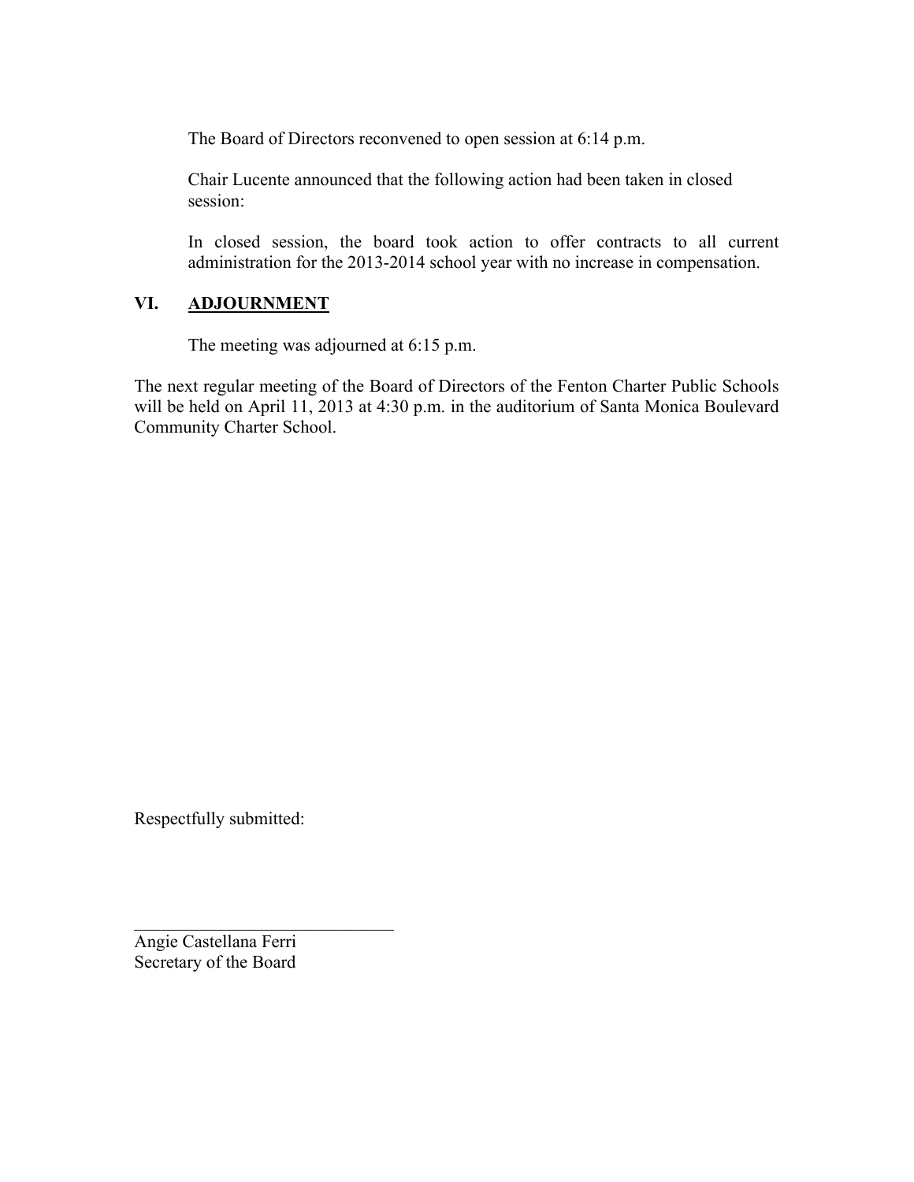The Board of Directors reconvened to open session at 6:14 p.m.

Chair Lucente announced that the following action had been taken in closed session:

In closed session, the board took action to offer contracts to all current administration for the 2013-2014 school year with no increase in compensation.

## VI. ADJOURNMENT

The meeting was adjourned at 6:15 p.m.

The next regular meeting of the Board of Directors of the Fenton Charter Public Schools will be held on April 11, 2013 at 4:30 p.m. in the auditorium of Santa Monica Boulevard Community Charter School.

Respectfully submitted:

\_\_\_\_\_\_\_\_\_\_\_\_\_\_\_\_\_\_\_\_\_\_\_\_\_\_\_\_\_\_

Angie Castellana Ferri
Secretary of the Board